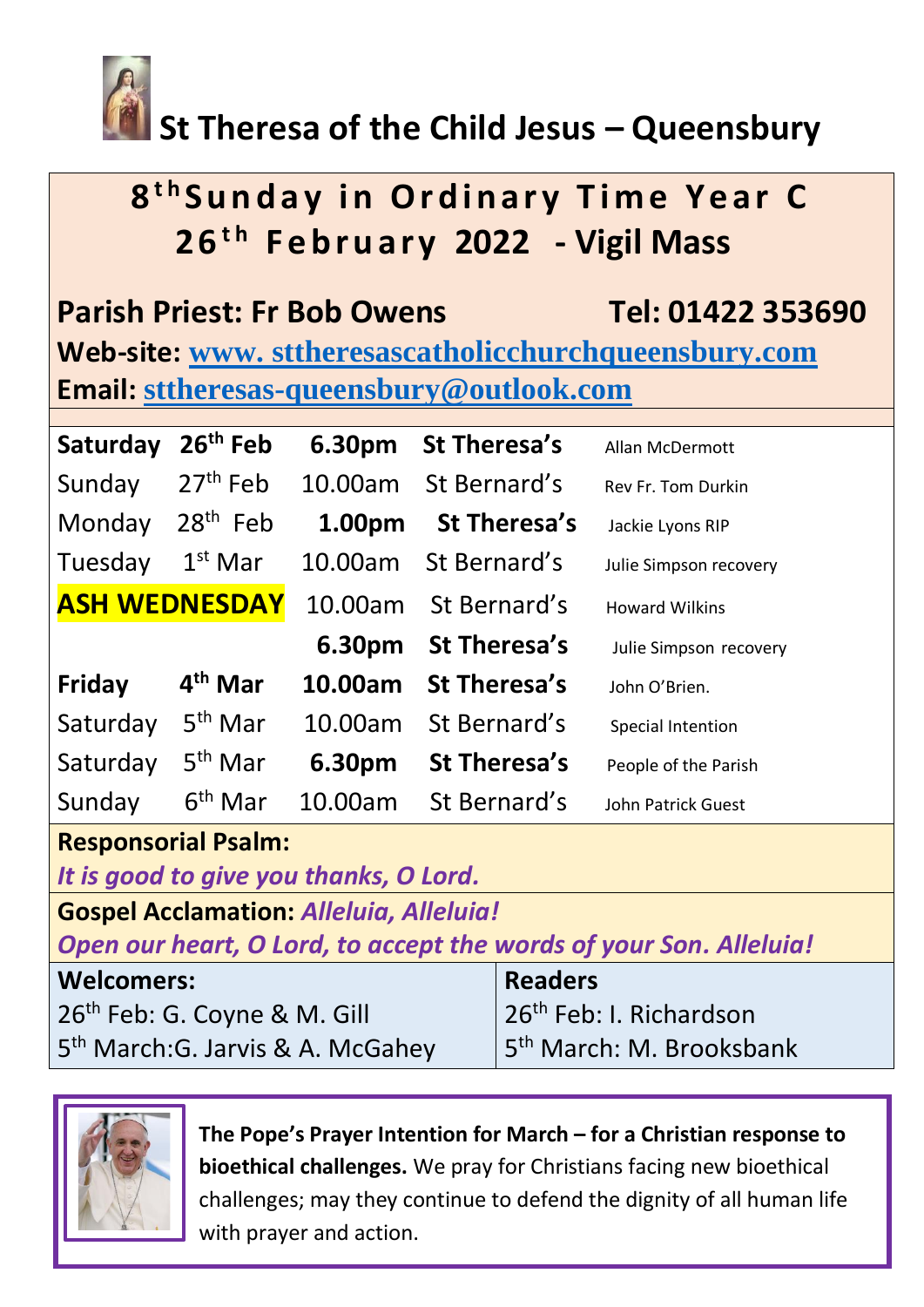# St Theresa of the Child Jesus – Queensbury

## 8th Sunday in Ordinary Time Year C
## 26th February 2022 - Vigil Mass

**Parish Priest: Fr Bob Owens** **Tel: 01422 353690**

**Web-site:** www. sttheresascatholicchurchqueensbury.com

**Email:** sttheresas-queensbury@outlook.com

| | | | | |
|---|---|---|---|---|
| **Saturday** | **26th Feb** | **6.30pm** | **St Theresa's** | Allan McDermott |
| Sunday | 27th Feb | 10.00am | St Bernard's | Rev Fr. Tom Durkin |
| Monday | 28th Feb | **1.00pm** | **St Theresa's** | Jackie Lyons RIP |
| Tuesday | 1st Mar | 10.00am | St Bernard's | Julie Simpson recovery |
| **ASH WEDNESDAY** | | 10.00am | St Bernard's | Howard Wilkins |
| | | **6.30pm** | **St Theresa's** | Julie Simpson recovery |
| **Friday** | **4th Mar** | **10.00am** | **St Theresa's** | John O'Brien. |
| Saturday | 5th Mar | 10.00am | St Bernard's | Special Intention |
| Saturday | 5th Mar | **6.30pm** | **St Theresa's** | People of the Parish |
| Sunday | 6th Mar | 10.00am | St Bernard's | John Patrick Guest |

**Responsorial Psalm:**
***It is good to give you thanks, O Lord.***

**Gospel Acclamation:** ***Alleluia, Alleluia!***
***Open our heart, O Lord, to accept the words of your Son. Alleluia!***

| **Welcomers:** | **Readers** |
|---|---|
| 26th Feb: G. Coyne & M. Gill | 26th Feb: I. Richardson |
| 5th March:G. Jarvis & A. McGahey | 5th March: M. Brooksbank |

**The Pope's Prayer Intention for March – for a Christian response to bioethical challenges.** We pray for Christians facing new bioethical challenges; may they continue to defend the dignity of all human life with prayer and action.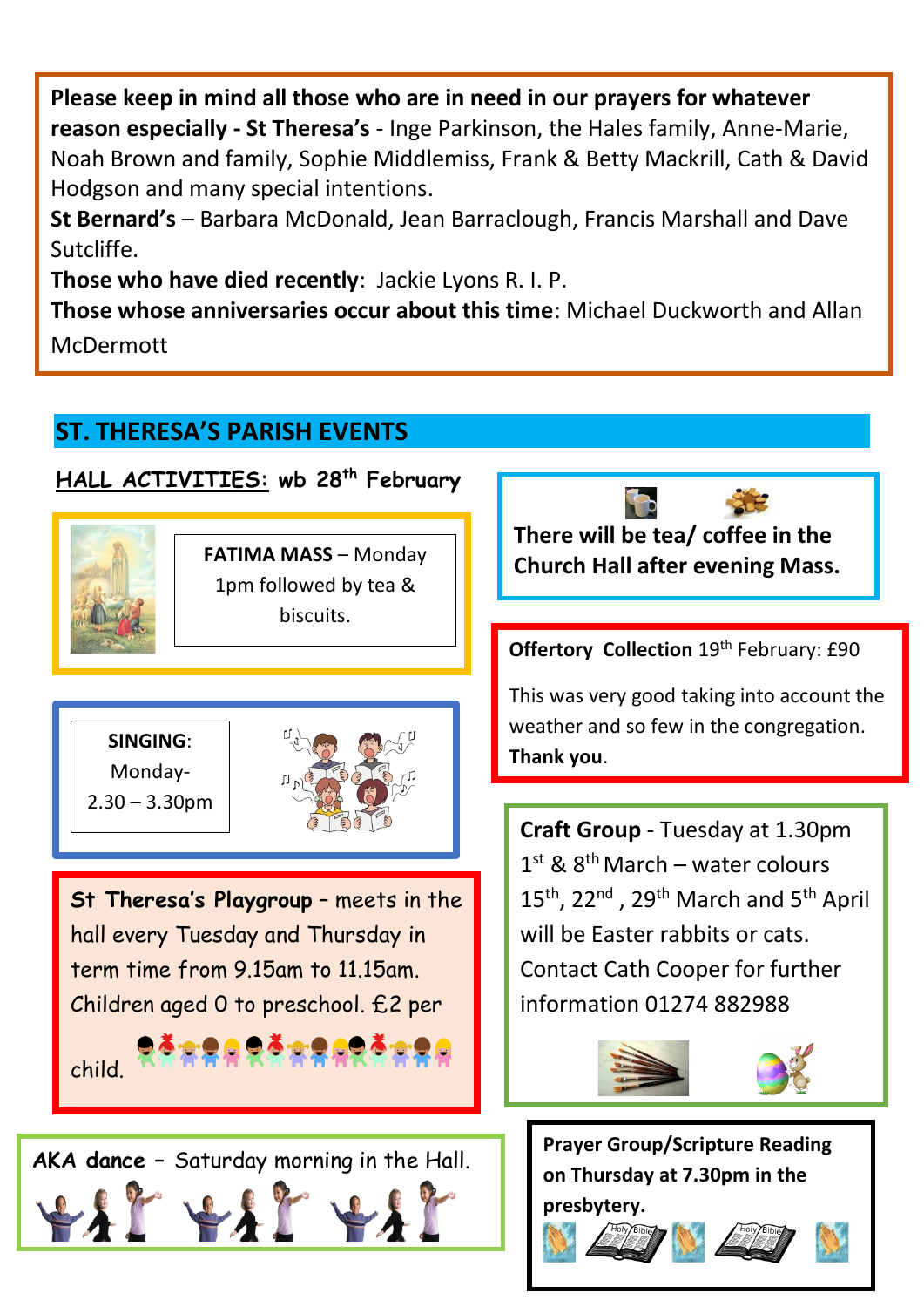**Please keep in mind all those who are in need in our prayers for whatever reason especially - St Theresa's** - Inge Parkinson, the Hales family, Anne-Marie, Noah Brown and family, Sophie Middlemiss, Frank & Betty Mackrill, Cath & David Hodgson and many special intentions.

**St Bernard's** – Barbara McDonald, Jean Barraclough, Francis Marshall and Dave Sutcliffe.

**Those who have died recently**: Jackie Lyons R. I. P.

**Those whose anniversaries occur about this time**: Michael Duckworth and Allan McDermott

## ST. THERESA'S PARISH EVENTS

**HALL ACTIVITIES: wb 28th February**

**FATIMA MASS** – Monday 1pm followed by tea & biscuits.

**SINGING**: Monday- 2.30 – 3.30pm

**St Theresa's Playgroup** – meets in the hall every Tuesday and Thursday in term time from 9.15am to 11.15am. Children aged 0 to preschool. £2 per child.

**AKA dance** – Saturday morning in the Hall.

**There will be tea/ coffee in the Church Hall after evening Mass.**

**Offertory Collection** 19th February: £90

This was very good taking into account the weather and so few in the congregation. **Thank you**.

**Craft Group** - Tuesday at 1.30pm
1st & 8th March – water colours
15th, 22nd, 29th March and 5th April will be Easter rabbits or cats.
Contact Cath Cooper for further information 01274 882988

**Prayer Group/Scripture Reading on Thursday at 7.30pm in the presbytery.**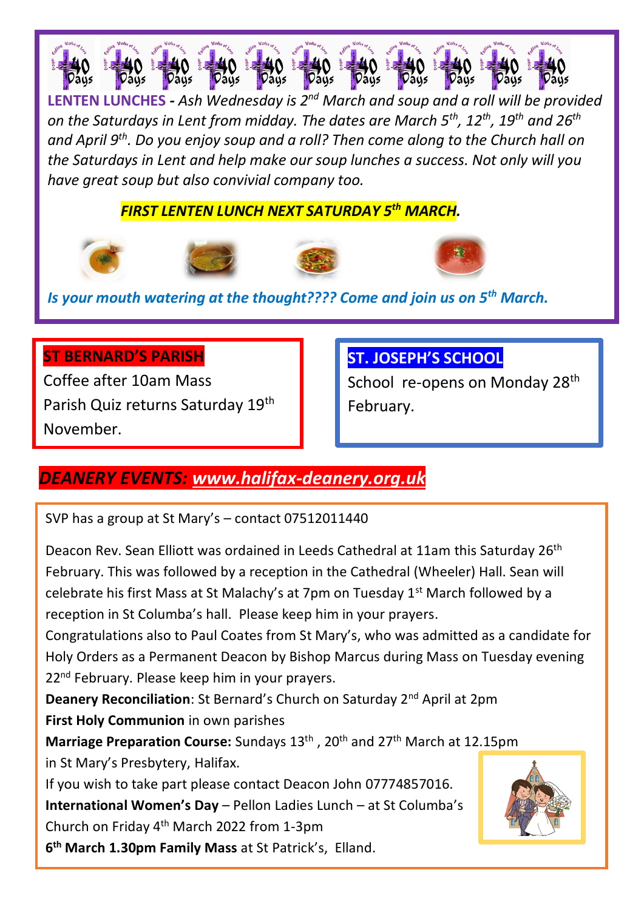**LENTEN LUNCHES** - *Ash Wednesday is 2nd March and soup and a roll will be provided on the Saturdays in Lent from midday. The dates are March 5th, 12th, 19th and 26th and April 9th. Do you enjoy soup and a roll? Then come along to the Church hall on the Saturdays in Lent and help make our soup lunches a success. Not only will you have great soup but also convivial company too.*

***FIRST LENTEN LUNCH NEXT SATURDAY 5th MARCH.***

***Is your mouth watering at the thought???? Come and join us on 5th March.***

## ST BERNARD'S PARISH

Coffee after 10am Mass

Parish Quiz returns Saturday 19th November.

## ST. JOSEPH'S SCHOOL

School re-opens on Monday 28th February.

## *DEANERY EVENTS: www.halifax-deanery.org.uk*

SVP has a group at St Mary's – contact 07512011440

Deacon Rev. Sean Elliott was ordained in Leeds Cathedral at 11am this Saturday 26th February. This was followed by a reception in the Cathedral (Wheeler) Hall. Sean will celebrate his first Mass at St Malachy's at 7pm on Tuesday 1st March followed by a reception in St Columba's hall. Please keep him in your prayers.

Congratulations also to Paul Coates from St Mary's, who was admitted as a candidate for Holy Orders as a Permanent Deacon by Bishop Marcus during Mass on Tuesday evening 22nd February. Please keep him in your prayers.

**Deanery Reconciliation**: St Bernard's Church on Saturday 2nd April at 2pm

**First Holy Communion** in own parishes

**Marriage Preparation Course:** Sundays 13th, 20th and 27th March at 12.15pm in St Mary's Presbytery, Halifax.

If you wish to take part please contact Deacon John 07774857016.

**International Women's Day** – Pellon Ladies Lunch – at St Columba's Church on Friday 4th March 2022 from 1-3pm

**6th March 1.30pm Family Mass** at St Patrick's, Elland.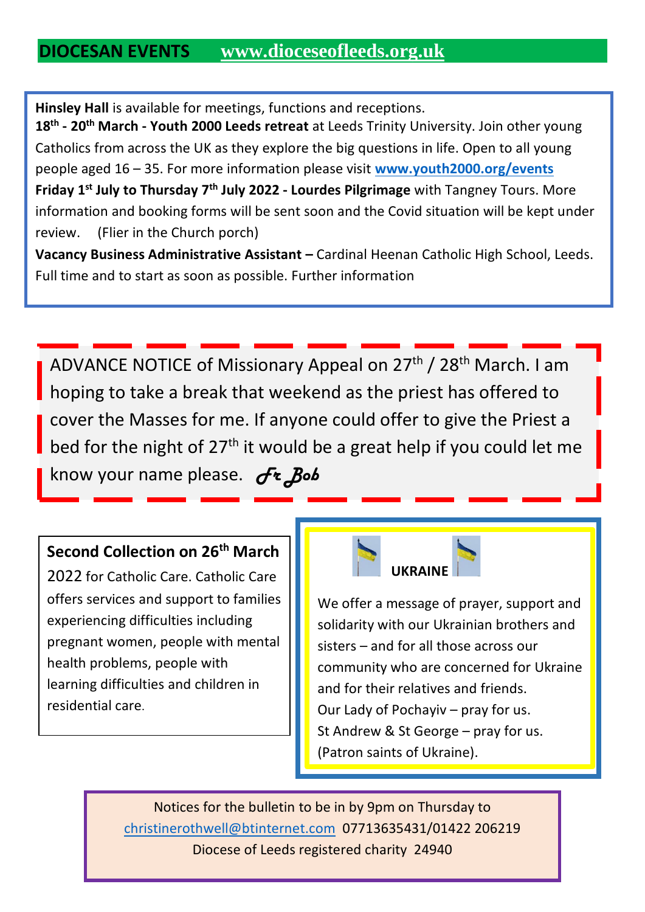## DIOCESAN EVENTS www.dioceseofleeds.org.uk

**Hinsley Hall** is available for meetings, functions and receptions.

**18th - 20th March - Youth 2000 Leeds retreat** at Leeds Trinity University. Join other young Catholics from across the UK as they explore the big questions in life. Open to all young people aged 16 – 35. For more information please visit **www.youth2000.org/events**

**Friday 1st July to Thursday 7th July 2022 - Lourdes Pilgrimage** with Tangney Tours. More information and booking forms will be sent soon and the Covid situation will be kept under review. (Flier in the Church porch)

**Vacancy Business Administrative Assistant –** Cardinal Heenan Catholic High School, Leeds. Full time and to start as soon as possible. Further information

ADVANCE NOTICE of Missionary Appeal on 27th / 28th March. I am hoping to take a break that weekend as the priest has offered to cover the Masses for me. If anyone could offer to give the Priest a bed for the night of 27th it would be a great help if you could let me know your name please. *Fr Bob*

**Second Collection on 26th March** 2022 for Catholic Care. Catholic Care offers services and support to families experiencing difficulties including pregnant women, people with mental health problems, people with learning difficulties and children in residential care.

**UKRAINE**

We offer a message of prayer, support and solidarity with our Ukrainian brothers and sisters – and for all those across our community who are concerned for Ukraine and for their relatives and friends.
Our Lady of Pochayiv – pray for us.
St Andrew & St George – pray for us.
(Patron saints of Ukraine).

Notices for the bulletin to be in by 9pm on Thursday to christinerothwell@btinternet.com 07713635431/01422 206219
Diocese of Leeds registered charity 24940